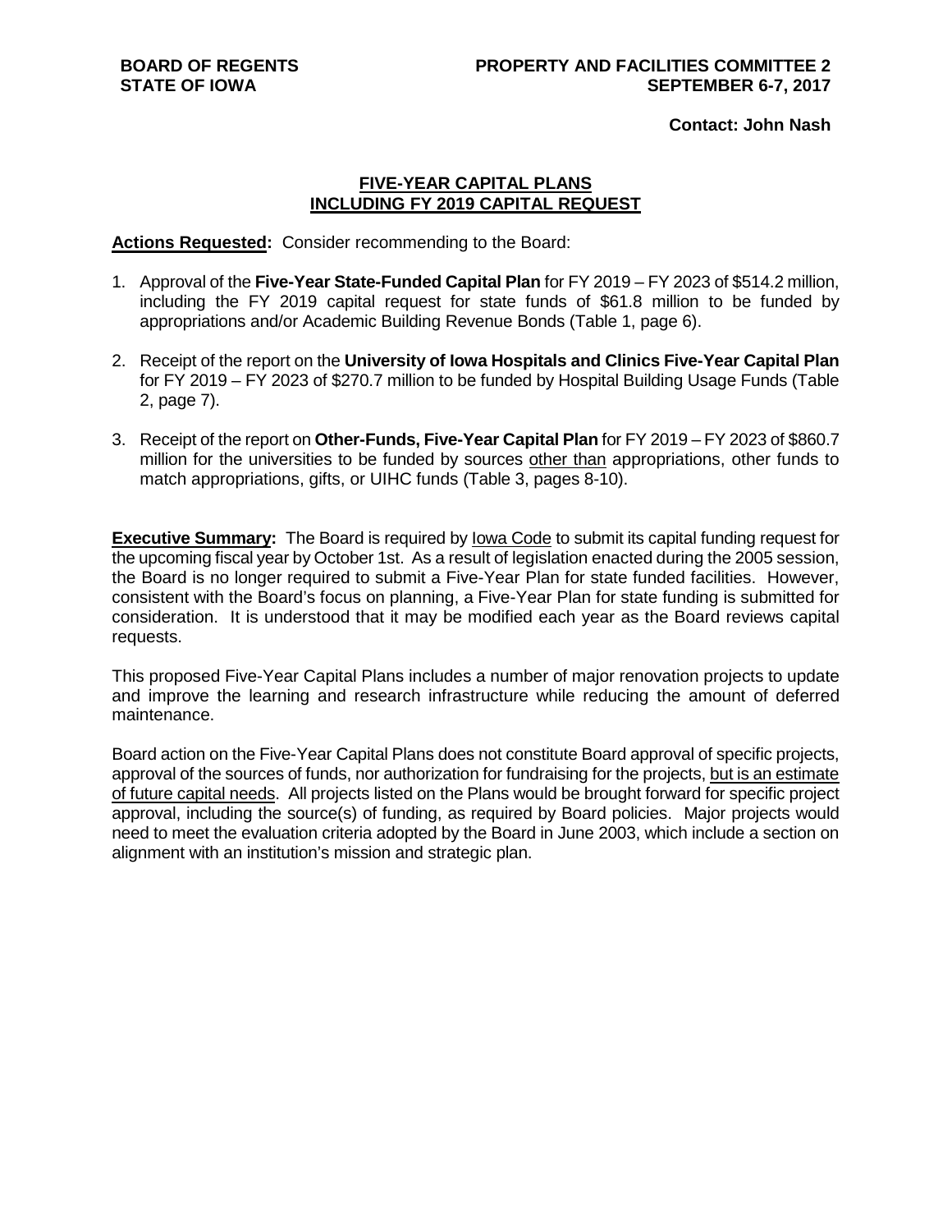**BOARD OF REGENTS**
**STATE OF IOWA**

**PROPERTY AND FACILITIES COMMITTEE 2**
**SEPTEMBER 6-7, 2017**

**Contact: John Nash**

## FIVE-YEAR CAPITAL PLANS INCLUDING FY 2019 CAPITAL REQUEST

**Actions Requested:** Consider recommending to the Board:

1. Approval of the **Five-Year State-Funded Capital Plan** for FY 2019 – FY 2023 of $514.2 million, including the FY 2019 capital request for state funds of $61.8 million to be funded by appropriations and/or Academic Building Revenue Bonds (Table 1, page 6).
2. Receipt of the report on the **University of Iowa Hospitals and Clinics Five-Year Capital Plan** for FY 2019 – FY 2023 of $270.7 million to be funded by Hospital Building Usage Funds (Table 2, page 7).
3. Receipt of the report on **Other-Funds, Five-Year Capital Plan** for FY 2019 – FY 2023 of $860.7 million for the universities to be funded by sources other than appropriations, other funds to match appropriations, gifts, or UIHC funds (Table 3, pages 8-10).

**Executive Summary:** The Board is required by Iowa Code to submit its capital funding request for the upcoming fiscal year by October 1st. As a result of legislation enacted during the 2005 session, the Board is no longer required to submit a Five-Year Plan for state funded facilities. However, consistent with the Board's focus on planning, a Five-Year Plan for state funding is submitted for consideration. It is understood that it may be modified each year as the Board reviews capital requests.

This proposed Five-Year Capital Plans includes a number of major renovation projects to update and improve the learning and research infrastructure while reducing the amount of deferred maintenance.

Board action on the Five-Year Capital Plans does not constitute Board approval of specific projects, approval of the sources of funds, nor authorization for fundraising for the projects, but is an estimate of future capital needs. All projects listed on the Plans would be brought forward for specific project approval, including the source(s) of funding, as required by Board policies. Major projects would need to meet the evaluation criteria adopted by the Board in June 2003, which include a section on alignment with an institution's mission and strategic plan.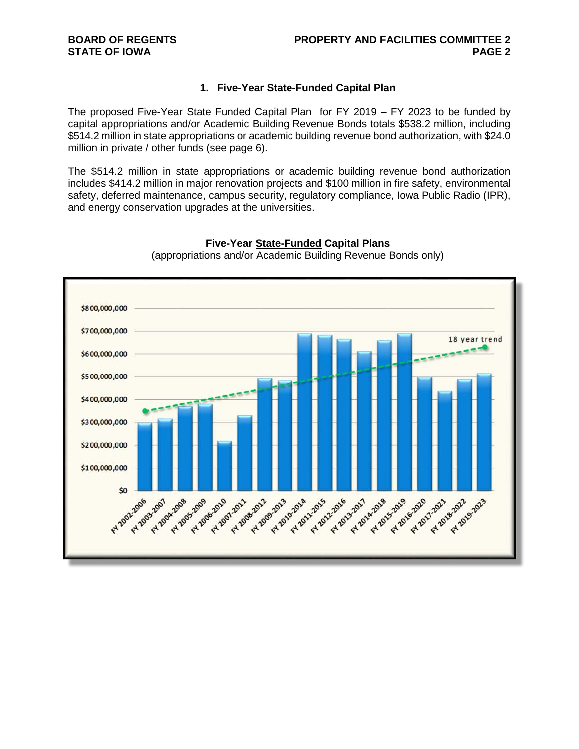## 1. Five-Year State-Funded Capital Plan

The proposed Five-Year State Funded Capital Plan for FY 2019 – FY 2023 to be funded by capital appropriations and/or Academic Building Revenue Bonds totals $538.2 million, including $514.2 million in state appropriations or academic building revenue bond authorization, with $24.0 million in private / other funds (see page 6).

The $514.2 million in state appropriations or academic building revenue bond authorization includes $414.2 million in major renovation projects and $100 million in fire safety, environmental safety, deferred maintenance, campus security, regulatory compliance, Iowa Public Radio (IPR), and energy conservation upgrades at the universities.

**Five-Year State-Funded Capital Plans**
(appropriations and/or Academic Building Revenue Bonds only)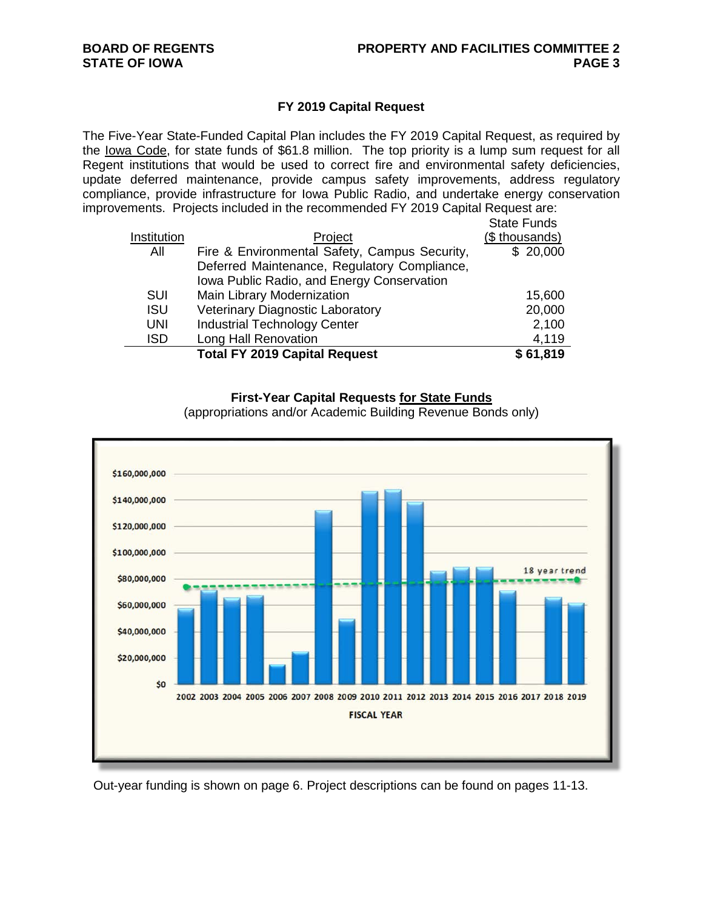### FY 2019 Capital Request

The Five-Year State-Funded Capital Plan includes the FY 2019 Capital Request, as required by the Iowa Code, for state funds of $61.8 million. The top priority is a lump sum request for all Regent institutions that would be used to correct fire and environmental safety deficiencies, update deferred maintenance, provide campus safety improvements, address regulatory compliance, provide infrastructure for Iowa Public Radio, and undertake energy conservation improvements. Projects included in the recommended FY 2019 Capital Request are:

| Institution | Project | State Funds ($ thousands) |
|---|---|---|
| All | Fire & Environmental Safety, Campus Security, Deferred Maintenance, Regulatory Compliance, Iowa Public Radio, and Energy Conservation | $ 20,000 |
| SUI | Main Library Modernization | 15,600 |
| ISU | Veterinary Diagnostic Laboratory | 20,000 |
| UNI | Industrial Technology Center | 2,100 |
| ISD | Long Hall Renovation | 4,119 |
| | **Total FY 2019 Capital Request** | **$ 61,819** |

**First-Year Capital Requests for State Funds**

(appropriations and/or Academic Building Revenue Bonds only)

Out-year funding is shown on page 6. Project descriptions can be found on pages 11-13.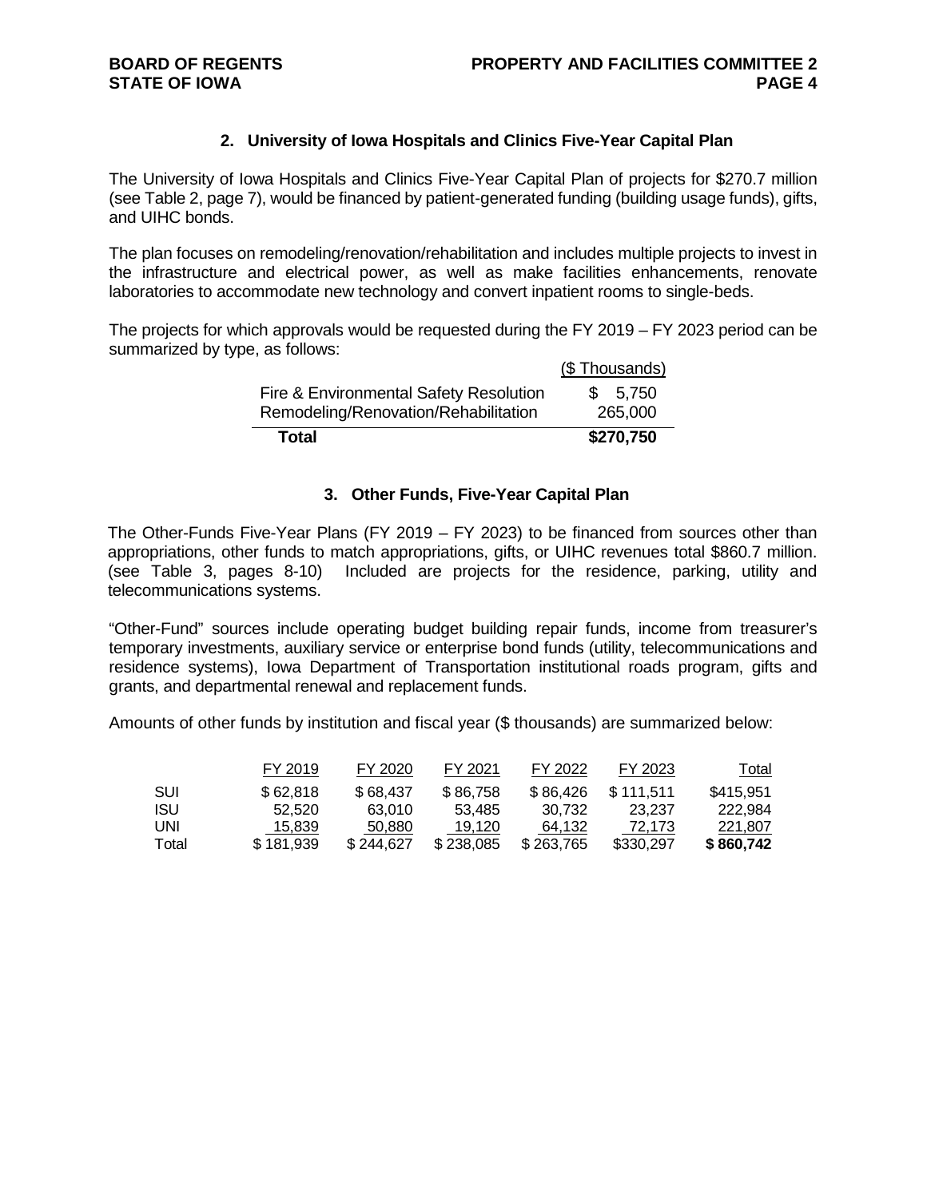## 2. University of Iowa Hospitals and Clinics Five-Year Capital Plan

The University of Iowa Hospitals and Clinics Five-Year Capital Plan of projects for $270.7 million (see Table 2, page 7), would be financed by patient-generated funding (building usage funds), gifts, and UIHC bonds.

The plan focuses on remodeling/renovation/rehabilitation and includes multiple projects to invest in the infrastructure and electrical power, as well as make facilities enhancements, renovate laboratories to accommodate new technology and convert inpatient rooms to single-beds.

The projects for which approvals would be requested during the FY 2019 – FY 2023 period can be summarized by type, as follows:

| | ($ Thousands) |
|---|---|
| Fire & Environmental Safety Resolution | $ 5,750 |
| Remodeling/Renovation/Rehabilitation | 265,000 |
| **Total** | **$270,750** |

## 3. Other Funds, Five-Year Capital Plan

The Other-Funds Five-Year Plans (FY 2019 – FY 2023) to be financed from sources other than appropriations, other funds to match appropriations, gifts, or UIHC revenues total $860.7 million. (see Table 3, pages 8-10) Included are projects for the residence, parking, utility and telecommunications systems.

"Other-Fund" sources include operating budget building repair funds, income from treasurer's temporary investments, auxiliary service or enterprise bond funds (utility, telecommunications and residence systems), Iowa Department of Transportation institutional roads program, gifts and grants, and departmental renewal and replacement funds.

Amounts of other funds by institution and fiscal year ($ thousands) are summarized below:

| | FY 2019 | FY 2020 | FY 2021 | FY 2022 | FY 2023 | Total |
|---|---|---|---|---|---|---|
| SUI | $ 62,818 | $ 68,437 | $ 86,758 | $ 86,426 | $ 111,511 | $415,951 |
| ISU | 52,520 | 63,010 | 53,485 | 30,732 | 23,237 | 222,984 |
| UNI | 15,839 | 50,880 | 19,120 | 64,132 | 72,173 | 221,807 |
| Total | $ 181,939 | $ 244,627 | $ 238,085 | $ 263,765 | $330,297 | **$ 860,742** |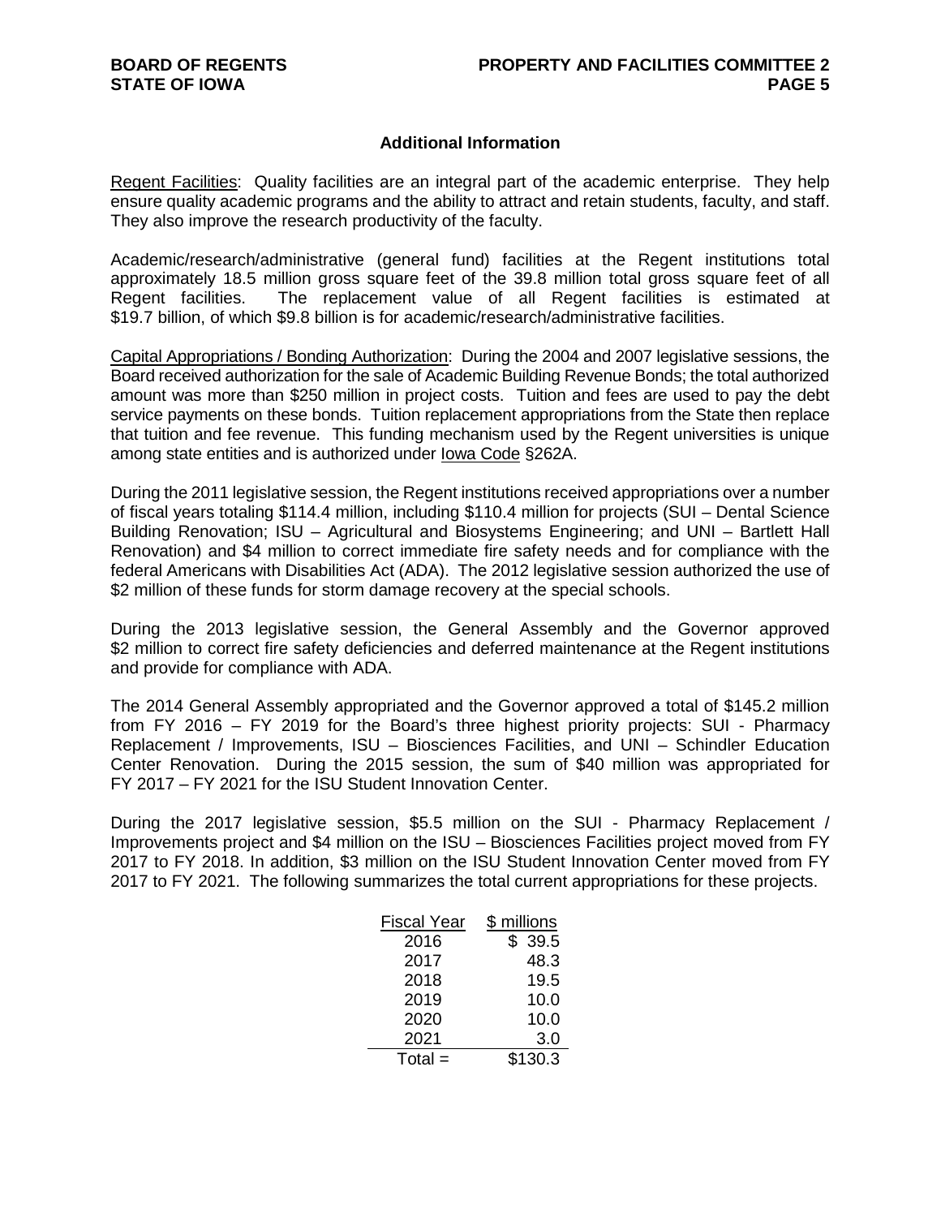## Additional Information

Regent Facilities: Quality facilities are an integral part of the academic enterprise. They help ensure quality academic programs and the ability to attract and retain students, faculty, and staff. They also improve the research productivity of the faculty.

Academic/research/administrative (general fund) facilities at the Regent institutions total approximately 18.5 million gross square feet of the 39.8 million total gross square feet of all Regent facilities. The replacement value of all Regent facilities is estimated at $19.7 billion, of which $9.8 billion is for academic/research/administrative facilities.

Capital Appropriations / Bonding Authorization: During the 2004 and 2007 legislative sessions, the Board received authorization for the sale of Academic Building Revenue Bonds; the total authorized amount was more than $250 million in project costs. Tuition and fees are used to pay the debt service payments on these bonds. Tuition replacement appropriations from the State then replace that tuition and fee revenue. This funding mechanism used by the Regent universities is unique among state entities and is authorized under Iowa Code §262A.

During the 2011 legislative session, the Regent institutions received appropriations over a number of fiscal years totaling $114.4 million, including $110.4 million for projects (SUI – Dental Science Building Renovation; ISU – Agricultural and Biosystems Engineering; and UNI – Bartlett Hall Renovation) and $4 million to correct immediate fire safety needs and for compliance with the federal Americans with Disabilities Act (ADA). The 2012 legislative session authorized the use of $2 million of these funds for storm damage recovery at the special schools.

During the 2013 legislative session, the General Assembly and the Governor approved $2 million to correct fire safety deficiencies and deferred maintenance at the Regent institutions and provide for compliance with ADA.

The 2014 General Assembly appropriated and the Governor approved a total of $145.2 million from FY 2016 – FY 2019 for the Board's three highest priority projects: SUI - Pharmacy Replacement / Improvements, ISU – Biosciences Facilities, and UNI – Schindler Education Center Renovation. During the 2015 session, the sum of $40 million was appropriated for FY 2017 – FY 2021 for the ISU Student Innovation Center.

During the 2017 legislative session, $5.5 million on the SUI - Pharmacy Replacement / Improvements project and $4 million on the ISU – Biosciences Facilities project moved from FY 2017 to FY 2018. In addition, $3 million on the ISU Student Innovation Center moved from FY 2017 to FY 2021. The following summarizes the total current appropriations for these projects.

| Fiscal Year | $ millions |
|---|---|
| 2016 | $ 39.5 |
| 2017 | 48.3 |
| 2018 | 19.5 |
| 2019 | 10.0 |
| 2020 | 10.0 |
| 2021 | 3.0 |
| Total = | $130.3 |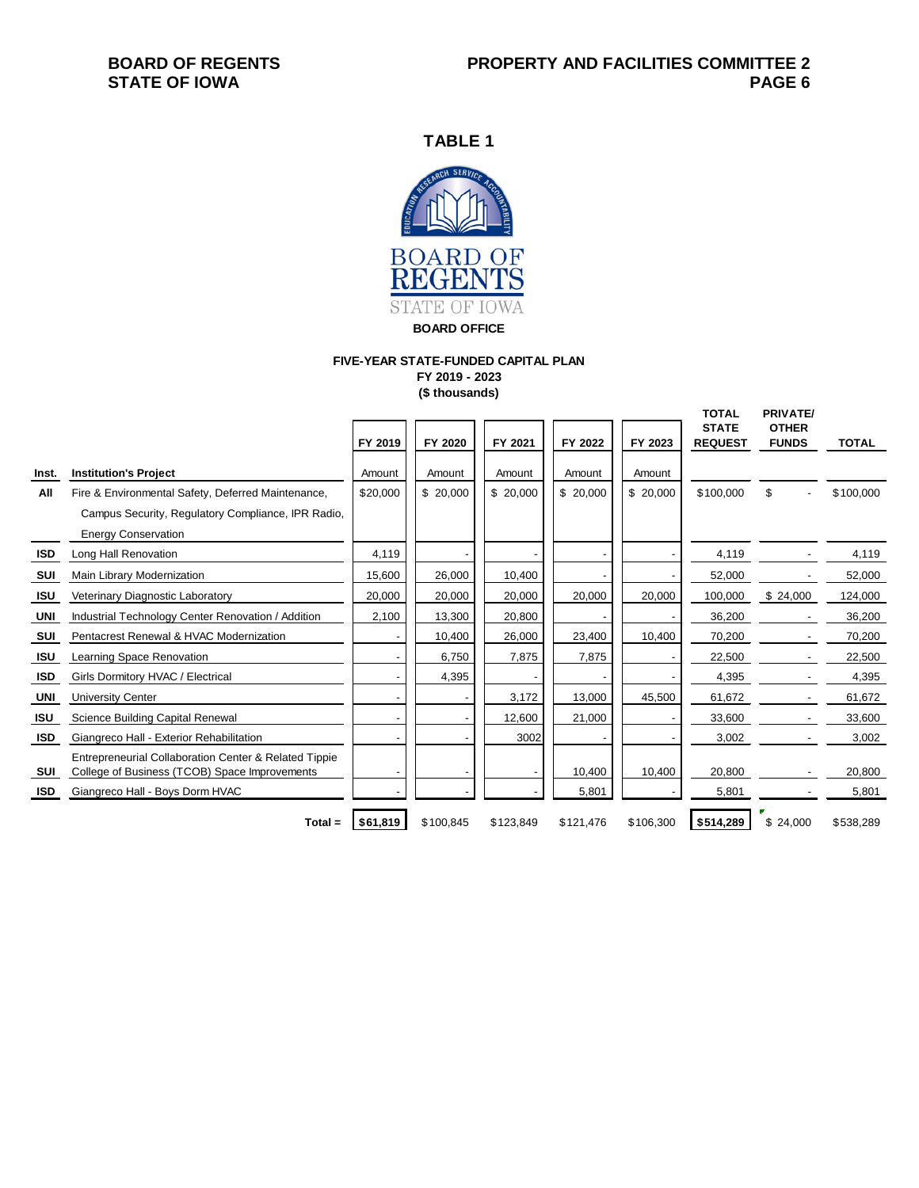## TABLE 1

BOARD OF REGENTS
STATE OF IOWA

**BOARD OFFICE**

**FIVE-YEAR STATE-FUNDED CAPITAL PLAN**
**FY 2019 - 2023**
**($ thousands)**

| Inst. | Institution's Project | FY 2019 Amount | FY 2020 Amount | FY 2021 Amount | FY 2022 Amount | FY 2023 Amount | TOTAL STATE REQUEST | PRIVATE/ OTHER FUNDS | TOTAL |
|---|---|---|---|---|---|---|---|---|---|
| All | Fire & Environmental Safety, Deferred Maintenance, Campus Security, Regulatory Compliance, IPR Radio, Energy Conservation | $20,000 | $ 20,000 | $ 20,000 | $ 20,000 | $ 20,000 | $100,000 | $ - | $100,000 |
| ISD | Long Hall Renovation | 4,119 | - | - | - | - | 4,119 | - | 4,119 |
| SUI | Main Library Modernization | 15,600 | 26,000 | 10,400 | - | - | 52,000 | - | 52,000 |
| ISU | Veterinary Diagnostic Laboratory | 20,000 | 20,000 | 20,000 | 20,000 | 20,000 | 100,000 | $ 24,000 | 124,000 |
| UNI | Industrial Technology Center Renovation / Addition | 2,100 | 13,300 | 20,800 | - | - | 36,200 | - | 36,200 |
| SUI | Pentacrest Renewal & HVAC Modernization | - | 10,400 | 26,000 | 23,400 | 10,400 | 70,200 | - | 70,200 |
| ISU | Learning Space Renovation | - | 6,750 | 7,875 | 7,875 | - | 22,500 | - | 22,500 |
| ISD | Girls Dormitory HVAC / Electrical | - | 4,395 | - | - | - | 4,395 | - | 4,395 |
| UNI | University Center | - | - | 3,172 | 13,000 | 45,500 | 61,672 | - | 61,672 |
| ISU | Science Building Capital Renewal | - | - | 12,600 | 21,000 | - | 33,600 | - | 33,600 |
| ISD | Giangreco Hall - Exterior Rehabilitation | - | - | 3002 | - | - | 3,002 | - | 3,002 |
| SUI | Entrepreneurial Collaboration Center & Related Tippie College of Business (TCOB) Space Improvements | - | - | - | 10,400 | 10,400 | 20,800 | - | 20,800 |
| ISD | Giangreco Hall - Boys Dorm HVAC | - | - | - | 5,801 | - | 5,801 | - | 5,801 |
| | **Total =** | **$61,819** | $100,845 | $123,849 | $121,476 | $106,300 | **$514,289** | $ 24,000 | $538,289 |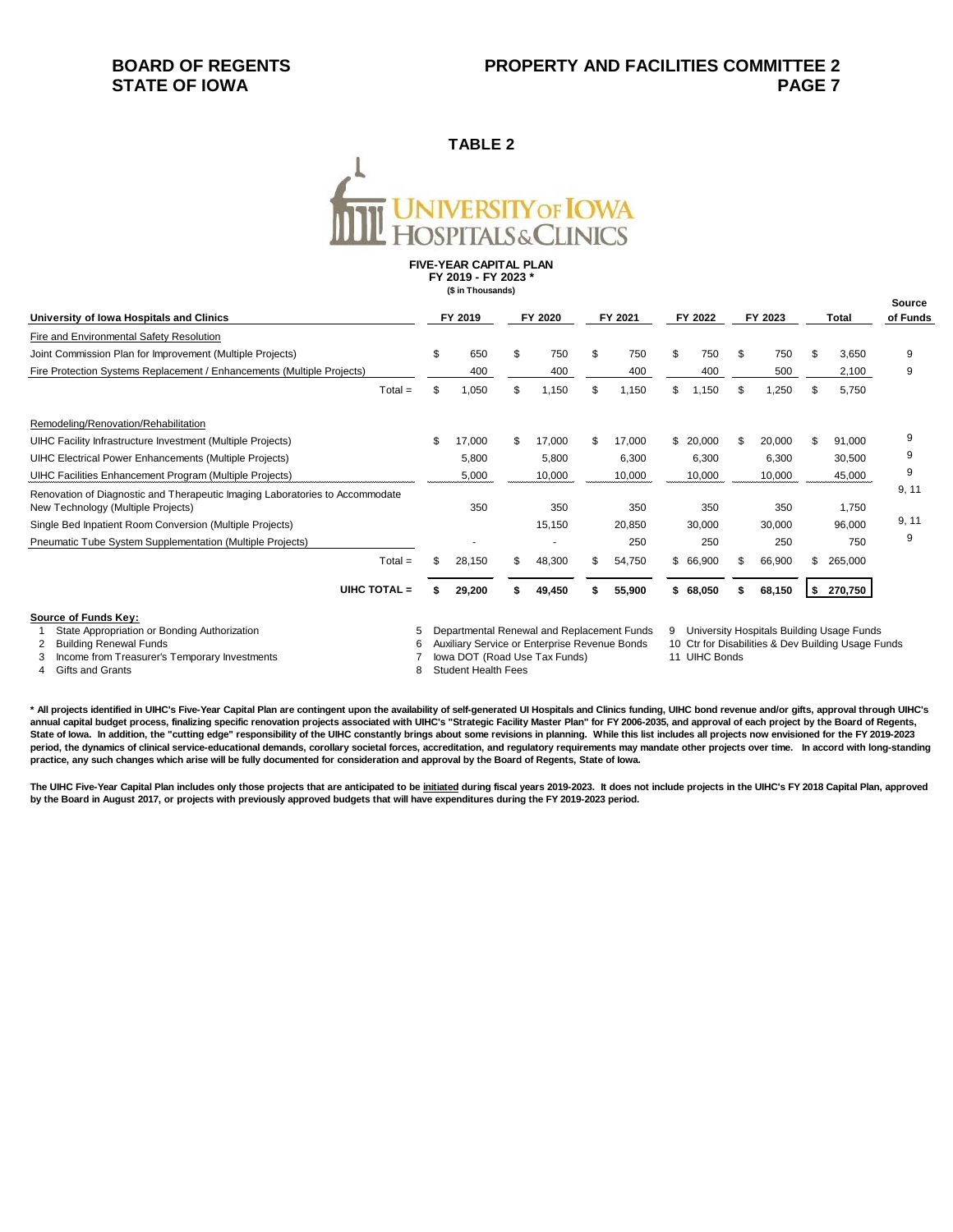**TABLE 2**

**UNIVERSITY OF IOWA HOSPITALS & CLINICS**

**FIVE-YEAR CAPITAL PLAN**
**FY 2019 - FY 2023 ***
**($ in Thousands)**

| University of Iowa Hospitals and Clinics | FY 2019 | FY 2020 | FY 2021 | FY 2022 | FY 2023 | Total | Source of Funds |
|---|---|---|---|---|---|---|---|
| Fire and Environmental Safety Resolution | | | | | | | |
| Joint Commission Plan for Improvement (Multiple Projects) | $ 650 | $ 750 | $ 750 | $ 750 | $ 750 | $ 3,650 | 9 |
| Fire Protection Systems Replacement / Enhancements (Multiple Projects) | 400 | 400 | 400 | 400 | 500 | 2,100 | 9 |
| Total = | $ 1,050 | $ 1,150 | $ 1,150 | $ 1,150 | $ 1,250 | $ 5,750 | |
| Remodeling/Renovation/Rehabilitation | | | | | | | |
| UIHC Facility Infrastructure Investment (Multiple Projects) | $ 17,000 | $ 17,000 | $ 17,000 | $ 20,000 | $ 20,000 | $ 91,000 | 9 |
| UIHC Electrical Power Enhancements (Multiple Projects) | 5,800 | 5,800 | 6,300 | 6,300 | 6,300 | 30,500 | 9 |
| UIHC Facilities Enhancement Program (Multiple Projects) | 5,000 | 10,000 | 10,000 | 10,000 | 10,000 | 45,000 | 9 |
| Renovation of Diagnostic and Therapeutic Imaging Laboratories to Accommodate New Technology (Multiple Projects) | 350 | 350 | 350 | 350 | 350 | 1,750 | 9, 11 |
| Single Bed Inpatient Room Conversion (Multiple Projects) | | 15,150 | 20,850 | 30,000 | 30,000 | 96,000 | 9, 11 |
| Pneumatic Tube System Supplementation (Multiple Projects) | - | - | 250 | 250 | 250 | 750 | 9 |
| Total = | $ 28,150 | $ 48,300 | $ 54,750 | $ 66,900 | $ 66,900 | $ 265,000 | |
| **UIHC TOTAL =** | **$ 29,200** | **$ 49,450** | **$ 55,900** | **$ 68,050** | **$ 68,150** | **$ 270,750** | |

**Source of Funds Key:**

1 State Appropriation or Bonding Authorization
2 Building Renewal Funds
3 Income from Treasurer's Temporary Investments
4 Gifts and Grants
5 Departmental Renewal and Replacement Funds
6 Auxiliary Service or Enterprise Revenue Bonds
7 Iowa DOT (Road Use Tax Funds)
8 Student Health Fees
9 University Hospitals Building Usage Funds
10 Ctr for Disabilities & Dev Building Usage Funds
11 UIHC Bonds

**\* All projects identified in UIHC's Five-Year Capital Plan are contingent upon the availability of self-generated UI Hospitals and Clinics funding, UIHC bond revenue and/or gifts, approval through UIHC's annual capital budget process, finalizing specific renovation projects associated with UIHC's "Strategic Facility Master Plan" for FY 2006-2035, and approval of each project by the Board of Regents, State of Iowa. In addition, the "cutting edge" responsibility of the UIHC constantly brings about some revisions in planning. While this list includes all projects now envisioned for the FY 2019-2023 period, the dynamics of clinical service-educational demands, corollary societal forces, accreditation, and regulatory requirements may mandate other projects over time. In accord with long-standing practice, any such changes which arise will be fully documented for consideration and approval by the Board of Regents, State of Iowa.**

**The UIHC Five-Year Capital Plan includes only those projects that are anticipated to be <u>initiated</u> during fiscal years 2019-2023. It does not include projects in the UIHC's FY 2018 Capital Plan, approved by the Board in August 2017, or projects with previously approved budgets that will have expenditures during the FY 2019-2023 period.**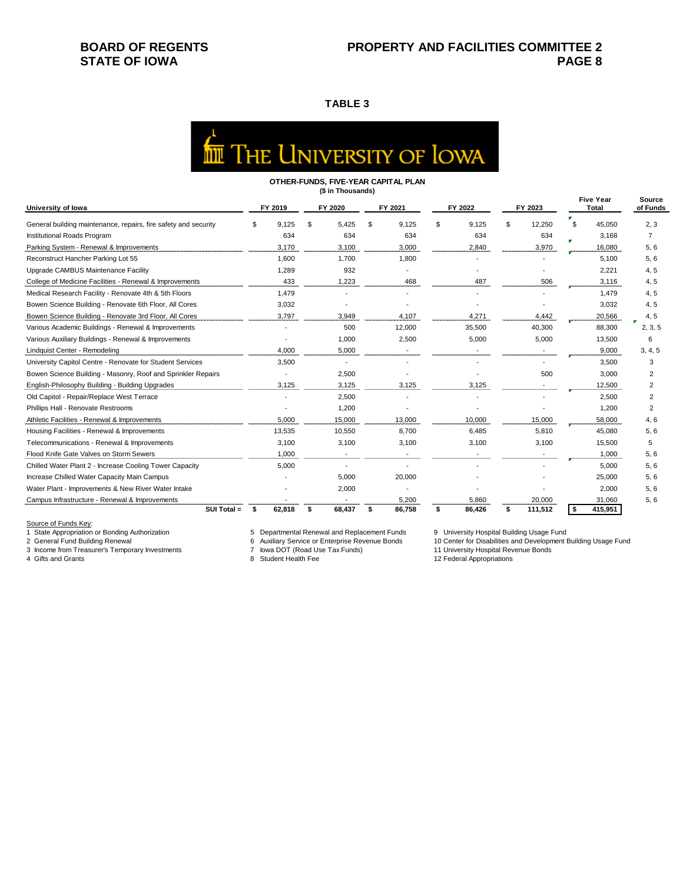**TABLE 3**

**THE UNIVERSITY OF IOWA**

**OTHER-FUNDS, FIVE-YEAR CAPITAL PLAN**
**($ in Thousands)**

| University of Iowa | FY 2019 | FY 2020 | FY 2021 | FY 2022 | FY 2023 | Five Year Total | Source of Funds |
|---|---|---|---|---|---|---|---|
| General building maintenance, repairs, fire safety and security | $ 9,125 | $ 5,425 | $ 9,125 | $ 9,125 | $ 12,250 | $ 45,050 | 2, 3 |
| Institutional Roads Program | 634 | 634 | 634 | 634 | 634 | 3,168 | 7 |
| Parking System - Renewal & Improvements | 3,170 | 3,100 | 3,000 | 2,840 | 3,970 | 16,080 | 5, 6 |
| Reconstruct Hancher Parking Lot 55 | 1,600 | 1,700 | 1,800 | - | - | 5,100 | 5, 6 |
| Upgrade CAMBUS Maintenance Facility | 1,289 | 932 | - | - | - | 2,221 | 4, 5 |
| College of Medicine Facilities - Renewal & Improvements | 433 | 1,223 | 468 | 487 | 506 | 3,116 | 4, 5 |
| Medical Research Facility - Renovate 4th & 5th Floors | 1,479 | - | - | - | - | 1,479 | 4, 5 |
| Bowen Science Building - Renovate 6th Floor, All Cores | 3,032 | - | - | - | - | 3,032 | 4, 5 |
| Bowen Science Building - Renovate 3rd Floor, All Cores | 3,797 | 3,949 | 4,107 | 4,271 | 4,442 | 20,566 | 4, 5 |
| Various Academic Buildings - Renewal & Improvements | - | 500 | 12,000 | 35,500 | 40,300 | 88,300 | 2, 3, 5 |
| Various Auxiliary Buildings - Renewal & Improvements | - | 1,000 | 2,500 | 5,000 | 5,000 | 13,500 | 6 |
| Lindquist Center - Remodeling | 4,000 | 5,000 | - | - | - | 9,000 | 3, 4, 5 |
| University Capitol Centre - Renovate for Student Services | 3,500 | - | - | - | - | 3,500 | 3 |
| Bowen Science Building - Masonry, Roof and Sprinkler Repairs | - | 2,500 | - | - | 500 | 3,000 | 2 |
| English-Philosophy Building - Building Upgrades | 3,125 | 3,125 | 3,125 | 3,125 | - | 12,500 | 2 |
| Old Capitol - Repair/Replace West Terrace | - | 2,500 | - | - | - | 2,500 | 2 |
| Phillips Hall - Renovate Restrooms | - | 1,200 | - | - | - | 1,200 | 2 |
| Athletic Facilities - Renewal & Improvements | 5,000 | 15,000 | 13,000 | 10,000 | 15,000 | 58,000 | 4, 6 |
| Housing Facilities - Renewal & Improvements | 13,535 | 10,550 | 8,700 | 6,485 | 5,810 | 45,080 | 5, 6 |
| Telecommunications - Renewal & Improvements | 3,100 | 3,100 | 3,100 | 3,100 | 3,100 | 15,500 | 5 |
| Flood Knife Gate Valves on Storm Sewers | 1,000 | - | - | - | - | 1,000 | 5, 6 |
| Chilled Water Plant 2 - Increase Cooling Tower Capacity | 5,000 | - | - | - | - | 5,000 | 5, 6 |
| Increase Chilled Water Capacity Main Campus | - | 5,000 | 20,000 | - | - | 25,000 | 5, 6 |
| Water Plant - Improvements & New River Water Intake | - | 2,000 | - | - | - | 2,000 | 5, 6 |
| Campus Infrastructure - Renewal & Improvements | - | - | 5,200 | 5,860 | 20,000 | 31,060 | 5, 6 |
| **SUI Total =** | **$ 62,818** | **$ 68,437** | **$ 86,758** | **$ 86,426** | **$ 111,512** | **$ 415,951** | |

Source of Funds Key:

1 State Appropriation or Bonding Authorization
2 General Fund Building Renewal
3 Income from Treasurer's Temporary Investments
4 Gifts and Grants
5 Departmental Renewal and Replacement Funds
6 Auxiliary Service or Enterprise Revenue Bonds
7 Iowa DOT (Road Use Tax Funds)
8 Student Health Fee
9 University Hospital Building Usage Fund
10 Center for Disabilities and Development Building Usage Fund
11 University Hospital Revenue Bonds
12 Federal Appropriations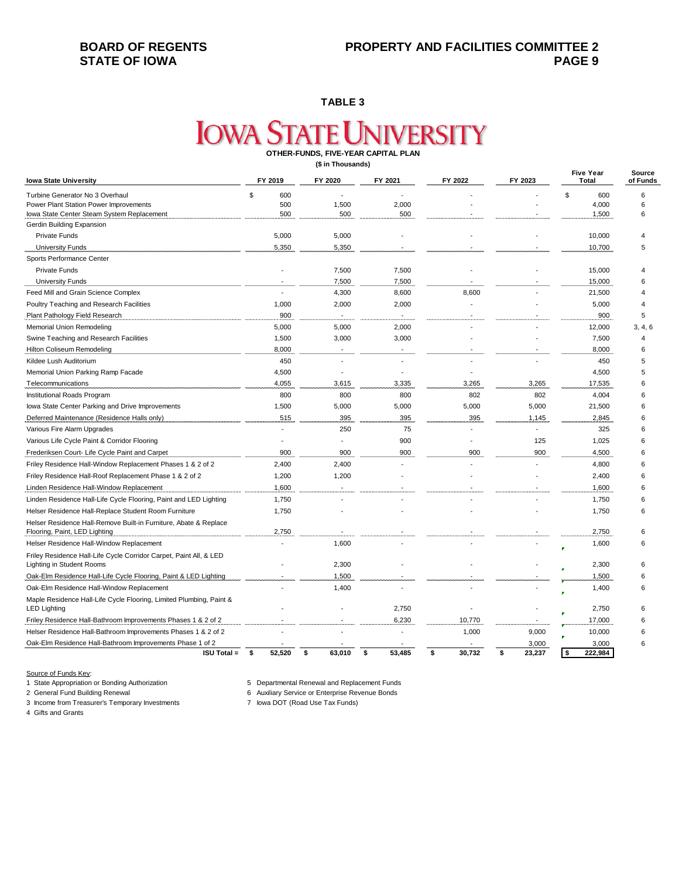## TABLE 3

# IOWA STATE UNIVERSITY

**OTHER-FUNDS, FIVE-YEAR CAPITAL PLAN**

**($ in Thousands)**

| Iowa State University | FY 2019 | FY 2020 | FY 2021 | FY 2022 | FY 2023 | Five Year Total | Source of Funds |
|---|---|---|---|---|---|---|---|
| Turbine Generator No 3 Overhaul | $ 600 | - | - | - | - | $ 600 | 6 |
| Power Plant Station Power Improvements | 500 | 1,500 | 2,000 | - | - | 4,000 | 6 |
| Iowa State Center Steam System Replacement | 500 | 500 | 500 | - | - | 1,500 | 6 |
| Gerdin Building Expansion | | | | | | | |
| Private Funds | 5,000 | 5,000 | - | - | - | 10,000 | 4 |
| University Funds | 5,350 | 5,350 | - | - | - | 10,700 | 5 |
| Sports Performance Center | | | | | | | |
| Private Funds | - | 7,500 | 7,500 | - | - | 15,000 | 4 |
| University Funds | - | 7,500 | 7,500 | - | - | 15,000 | 6 |
| Feed Mill and Grain Science Complex | - | 4,300 | 8,600 | 8,600 | - | 21,500 | 4 |
| Poultry Teaching and Research Facilities | 1,000 | 2,000 | 2,000 | - | - | 5,000 | 4 |
| Plant Pathology Field Research | 900 | - | - | - | - | 900 | 5 |
| Memorial Union Remodeling | 5,000 | 5,000 | 2,000 | - | - | 12,000 | 3, 4, 6 |
| Swine Teaching and Research Facilities | 1,500 | 3,000 | 3,000 | - | - | 7,500 | 4 |
| Hilton Coliseum Remodeling | 8,000 | - | - | - | - | 8,000 | 6 |
| Kildee Lush Auditorium | 450 | - | - | - | - | 450 | 5 |
| Memorial Union Parking Ramp Facade | 4,500 | - | - | - | - | 4,500 | 5 |
| Telecommunications | 4,055 | 3,615 | 3,335 | 3,265 | 3,265 | 17,535 | 6 |
| Institutional Roads Program | 800 | 800 | 800 | 802 | 802 | 4,004 | 6 |
| Iowa State Center Parking and Drive Improvements | 1,500 | 5,000 | 5,000 | 5,000 | 5,000 | 21,500 | 6 |
| Deferred Maintenance (Residence Halls only) | 515 | 395 | 395 | 395 | 1,145 | 2,845 | 6 |
| Various Fire Alarm Upgrades | - | 250 | 75 | - | - | 325 | 6 |
| Various Life Cycle Paint & Corridor Flooring | - | - | 900 | - | 125 | 1,025 | 6 |
| Frederiksen Court- Life Cycle Paint and Carpet | 900 | 900 | 900 | 900 | 900 | 4,500 | 6 |
| Friley Residence Hall-Window Replacement Phases 1 & 2 of 2 | 2,400 | 2,400 | - | - | - | 4,800 | 6 |
| Friley Residence Hall-Roof Replacement Phase 1 & 2 of 2 | 1,200 | 1,200 | - | - | - | 2,400 | 6 |
| Linden Residence Hall-Window Replacement | 1,600 | - | - | - | - | 1,600 | 6 |
| Linden Residence Hall-Life Cycle Flooring, Paint and LED Lighting | 1,750 | - | - | - | - | 1,750 | 6 |
| Helser Residence Hall-Replace Student Room Furniture | 1,750 | - | - | - | - | 1,750 | 6 |
| Helser Residence Hall-Remove Built-in Furniture, Abate & Replace Flooring, Paint, LED Lighting | 2,750 | - | - | - | - | 2,750 | 6 |
| Helser Residence Hall-Window Replacement | - | 1,600 | - | - | - | 1,600 | 6 |
| Friley Residence Hall-Life Cycle Corridor Carpet, Paint All, & LED Lighting in Student Rooms | - | 2,300 | - | - | - | 2,300 | 6 |
| Oak-Elm Residence Hall-Life Cycle Flooring, Paint & LED Lighting | - | 1,500 | - | - | - | 1,500 | 6 |
| Oak-Elm Residence Hall-Window Replacement | - | 1,400 | - | - | - | 1,400 | 6 |
| Maple Residence Hall-Life Cycle Flooring, Limited Plumbing, Paint & LED Lighting | - | - | 2,750 | - | - | 2,750 | 6 |
| Friley Residence Hall-Bathroom Improvements Phases 1 & 2 of 2 | - | - | 6,230 | 10,770 | - | 17,000 | 6 |
| Helser Residence Hall-Bathroom Improvements Phases 1 & 2 of 2 | - | - | - | 1,000 | 9,000 | 10,000 | 6 |
| Oak-Elm Residence Hall-Bathroom Improvements Phase 1 of 2 | - | - | - | - | 3,000 | 3,000 | 6 |
| **ISU Total =** | **$ 52,520** | **$ 63,010** | **$ 53,485** | **$ 30,732** | **$ 23,237** | **$ 222,984** | |

Source of Funds Key:

1 State Appropriation or Bonding Authorization
2 General Fund Building Renewal
3 Income from Treasurer's Temporary Investments
4 Gifts and Grants
5 Departmental Renewal and Replacement Funds
6 Auxiliary Service or Enterprise Revenue Bonds
7 Iowa DOT (Road Use Tax Funds)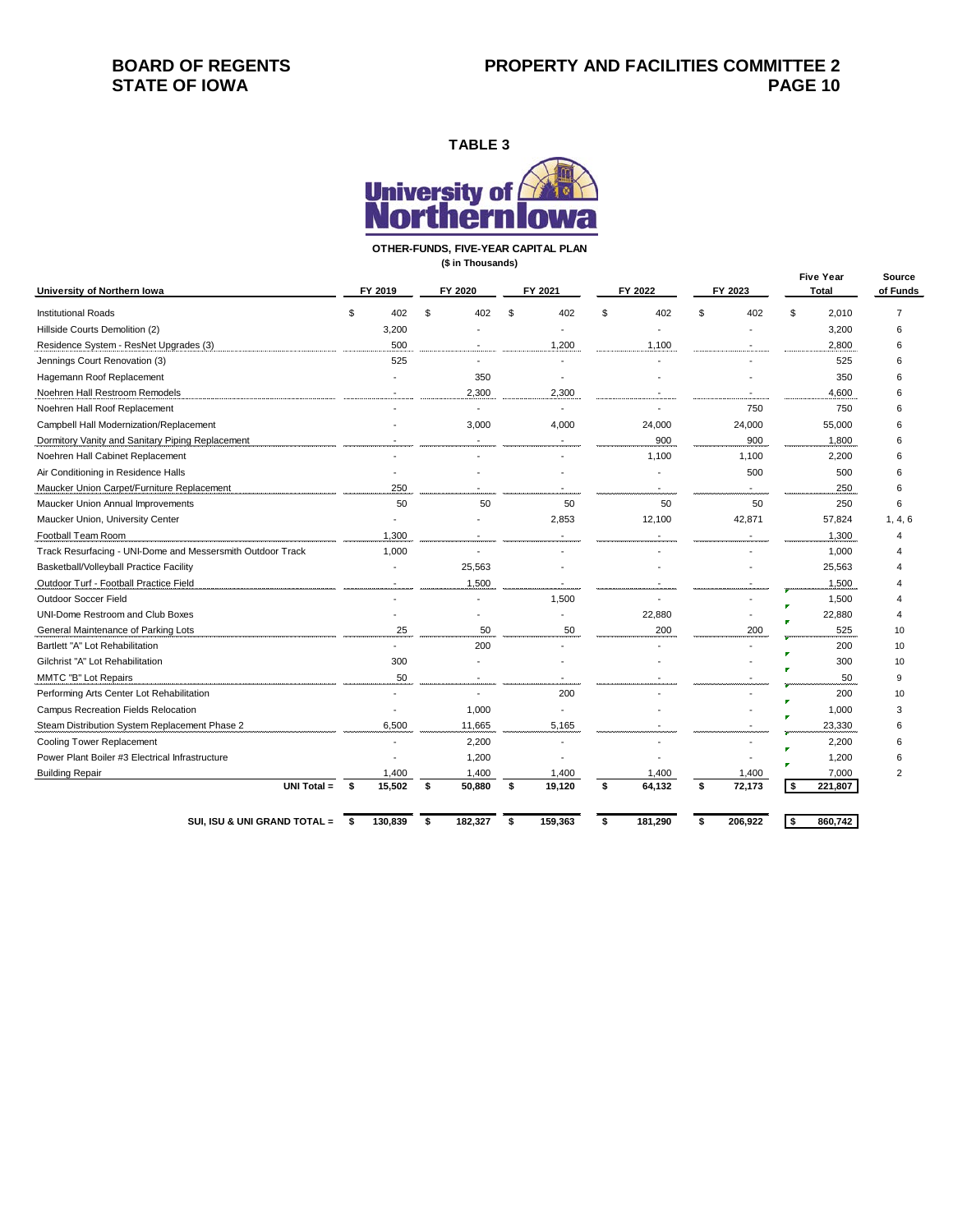# BOARD OF REGENTS STATE OF IOWA

## PROPERTY AND FACILITIES COMMITTEE 2

### TABLE 3

University of Northern Iowa

**OTHER-FUNDS, FIVE-YEAR CAPITAL PLAN**
**($ in Thousands)**

| University of Northern Iowa | FY 2019 | FY 2020 | FY 2021 | FY 2022 | FY 2023 | Five Year Total | Source of Funds |
|---|---|---|---|---|---|---|---|
| Institutional Roads | $ 402 | $ 402 | $ 402 | $ 402 | $ 402 | $ 2,010 | 7 |
| Hillside Courts Demolition (2) | 3,200 | - | - | - | - | 3,200 | 6 |
| Residence System - ResNet Upgrades (3) | 500 | - | 1,200 | 1,100 | - | 2,800 | 6 |
| Jennings Court Renovation (3) | 525 | - | - | - | - | 525 | 6 |
| Hagemann Roof Replacement | - | 350 | - | - | - | 350 | 6 |
| Noehren Hall Restroom Remodels | - | 2,300 | 2,300 | - | - | 4,600 | 6 |
| Noehren Hall Roof Replacement | - | - | - | - | 750 | 750 | 6 |
| Campbell Hall Modernization/Replacement | - | 3,000 | 4,000 | 24,000 | 24,000 | 55,000 | 6 |
| Dormitory Vanity and Sanitary Piping Replacement | - | - | - | 900 | 900 | 1,800 | 6 |
| Noehren Hall Cabinet Replacement | - | - | - | 1,100 | 1,100 | 2,200 | 6 |
| Air Conditioning in Residence Halls | - | - | - | - | 500 | 500 | 6 |
| Maucker Union Carpet/Furniture Replacement | 250 | - | - | - | - | 250 | 6 |
| Maucker Union Annual Improvements | 50 | 50 | 50 | 50 | 50 | 250 | 6 |
| Maucker Union, University Center | - | - | 2,853 | 12,100 | 42,871 | 57,824 | 1, 4, 6 |
| Football Team Room | 1,300 | - | - | - | - | 1,300 | 4 |
| Track Resurfacing - UNI-Dome and Messersmith Outdoor Track | 1,000 | - | - | - | - | 1,000 | 4 |
| Basketball/Volleyball Practice Facility | - | 25,563 | - | - | - | 25,563 | 4 |
| Outdoor Turf - Football Practice Field | - | 1,500 | - | - | - | 1,500 | 4 |
| Outdoor Soccer Field | - | - | 1,500 | - | - | 1,500 | 4 |
| UNI-Dome Restroom and Club Boxes | - | - | - | 22,880 | - | 22,880 | 4 |
| General Maintenance of Parking Lots | 25 | 50 | 50 | 200 | 200 | 525 | 10 |
| Bartlett "A" Lot Rehabilitation | - | 200 | - | - | - | 200 | 10 |
| Gilchrist "A" Lot Rehabilitation | 300 | - | - | - | - | 300 | 10 |
| MMTC "B" Lot Repairs | 50 | - | - | - | - | 50 | 9 |
| Performing Arts Center Lot Rehabilitation | - | - | 200 | - | - | 200 | 10 |
| Campus Recreation Fields Relocation | - | 1,000 | - | - | - | 1,000 | 3 |
| Steam Distribution System Replacement Phase 2 | 6,500 | 11,665 | 5,165 | - | - | 23,330 | 6 |
| Cooling Tower Replacement | - | 2,200 | - | - | - | 2,200 | 6 |
| Power Plant Boiler #3 Electrical Infrastructure | - | 1,200 | - | - | - | 1,200 | 6 |
| Building Repair | 1,400 | 1,400 | 1,400 | 1,400 | 1,400 | 7,000 | 2 |
| **UNI Total =** | **$ 15,502** | **$ 50,880** | **$ 19,120** | **$ 64,132** | **$ 72,173** | **$ 221,807** | |
| **SUI, ISU & UNI GRAND TOTAL =** | **$ 130,839** | **$ 182,327** | **$ 159,363** | **$ 181,290** | **$ 206,922** | **$ 860,742** | |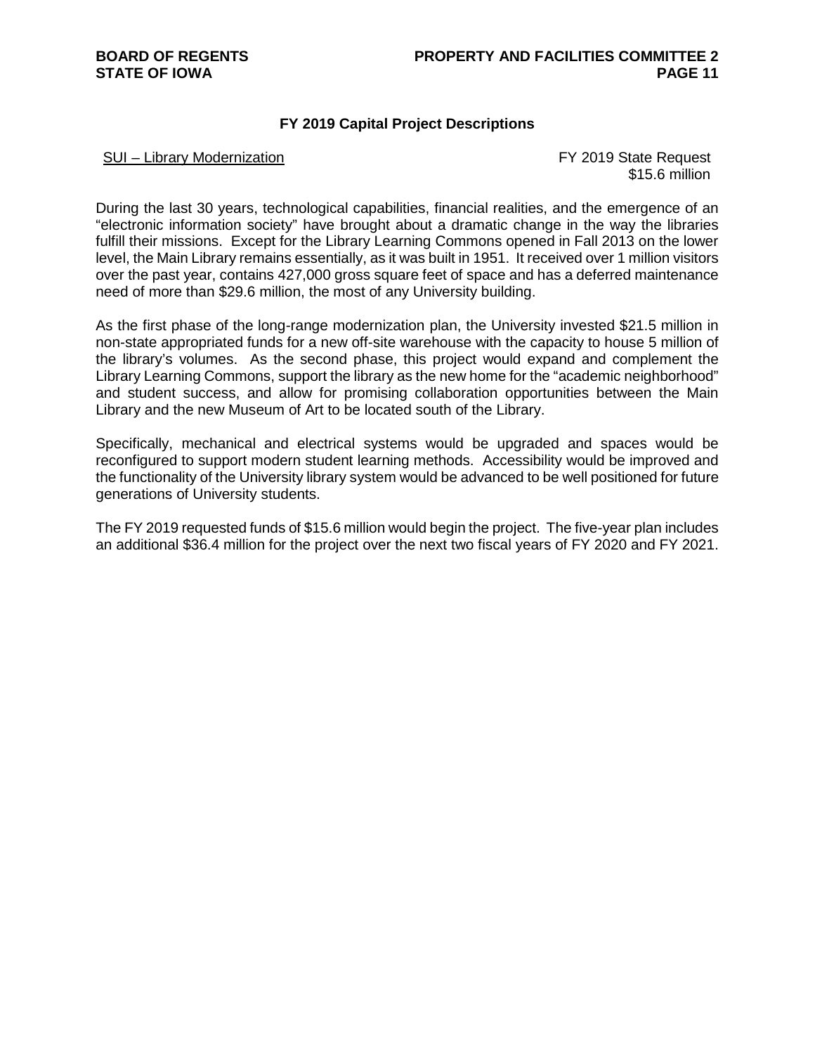## FY 2019 Capital Project Descriptions

SUI – Library Modernization

FY 2019 State Request
$15.6 million

During the last 30 years, technological capabilities, financial realities, and the emergence of an “electronic information society” have brought about a dramatic change in the way the libraries fulfill their missions. Except for the Library Learning Commons opened in Fall 2013 on the lower level, the Main Library remains essentially, as it was built in 1951. It received over 1 million visitors over the past year, contains 427,000 gross square feet of space and has a deferred maintenance need of more than $29.6 million, the most of any University building.

As the first phase of the long-range modernization plan, the University invested $21.5 million in non-state appropriated funds for a new off-site warehouse with the capacity to house 5 million of the library’s volumes. As the second phase, this project would expand and complement the Library Learning Commons, support the library as the new home for the “academic neighborhood” and student success, and allow for promising collaboration opportunities between the Main Library and the new Museum of Art to be located south of the Library.

Specifically, mechanical and electrical systems would be upgraded and spaces would be reconfigured to support modern student learning methods. Accessibility would be improved and the functionality of the University library system would be advanced to be well positioned for future generations of University students.

The FY 2019 requested funds of $15.6 million would begin the project. The five-year plan includes an additional $36.4 million for the project over the next two fiscal years of FY 2020 and FY 2021.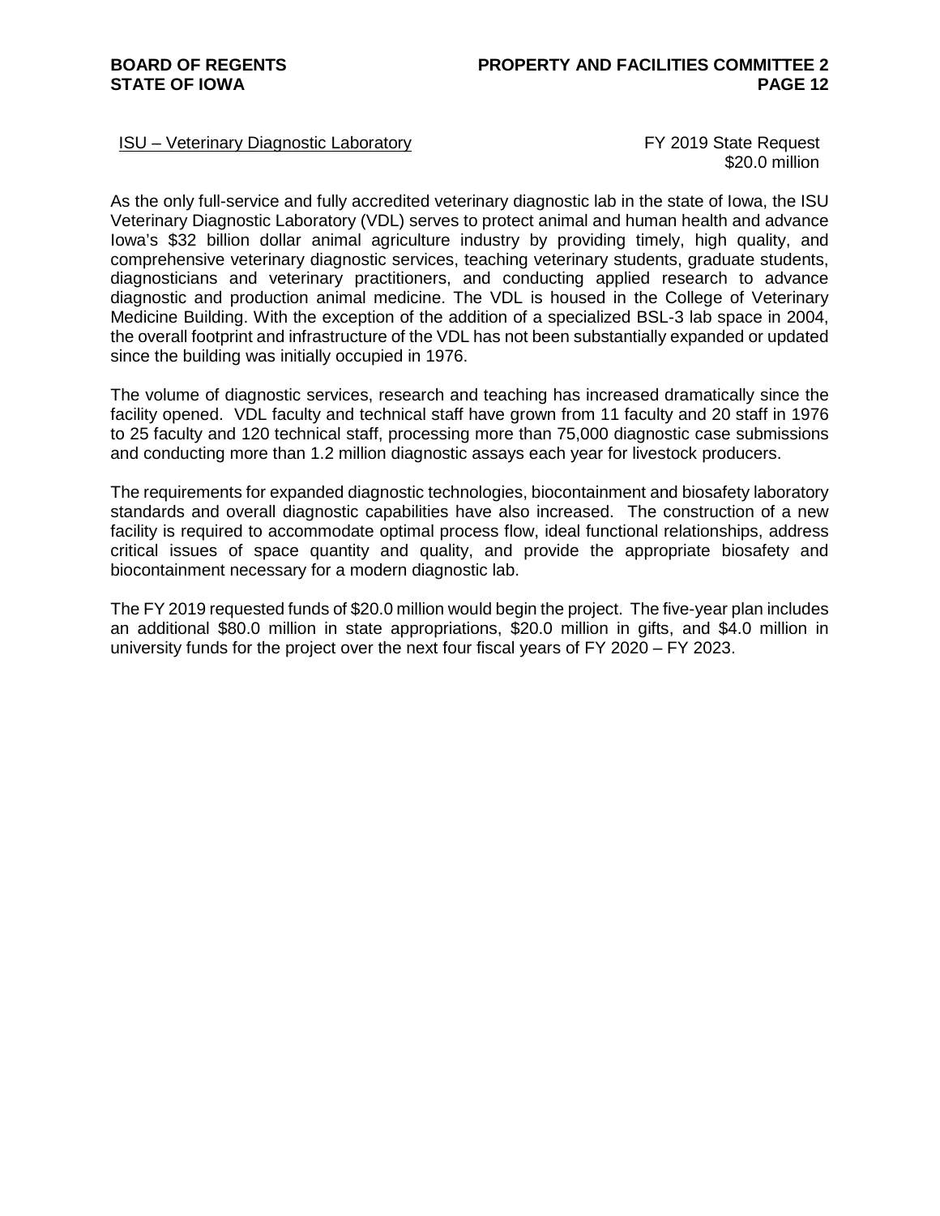ISU – Veterinary Diagnostic Laboratory

FY 2019 State Request
$20.0 million

As the only full-service and fully accredited veterinary diagnostic lab in the state of Iowa, the ISU Veterinary Diagnostic Laboratory (VDL) serves to protect animal and human health and advance Iowa's $32 billion dollar animal agriculture industry by providing timely, high quality, and comprehensive veterinary diagnostic services, teaching veterinary students, graduate students, diagnosticians and veterinary practitioners, and conducting applied research to advance diagnostic and production animal medicine. The VDL is housed in the College of Veterinary Medicine Building. With the exception of the addition of a specialized BSL-3 lab space in 2004, the overall footprint and infrastructure of the VDL has not been substantially expanded or updated since the building was initially occupied in 1976.

The volume of diagnostic services, research and teaching has increased dramatically since the facility opened. VDL faculty and technical staff have grown from 11 faculty and 20 staff in 1976 to 25 faculty and 120 technical staff, processing more than 75,000 diagnostic case submissions and conducting more than 1.2 million diagnostic assays each year for livestock producers.

The requirements for expanded diagnostic technologies, biocontainment and biosafety laboratory standards and overall diagnostic capabilities have also increased. The construction of a new facility is required to accommodate optimal process flow, ideal functional relationships, address critical issues of space quantity and quality, and provide the appropriate biosafety and biocontainment necessary for a modern diagnostic lab.

The FY 2019 requested funds of $20.0 million would begin the project. The five-year plan includes an additional $80.0 million in state appropriations, $20.0 million in gifts, and $4.0 million in university funds for the project over the next four fiscal years of FY 2020 – FY 2023.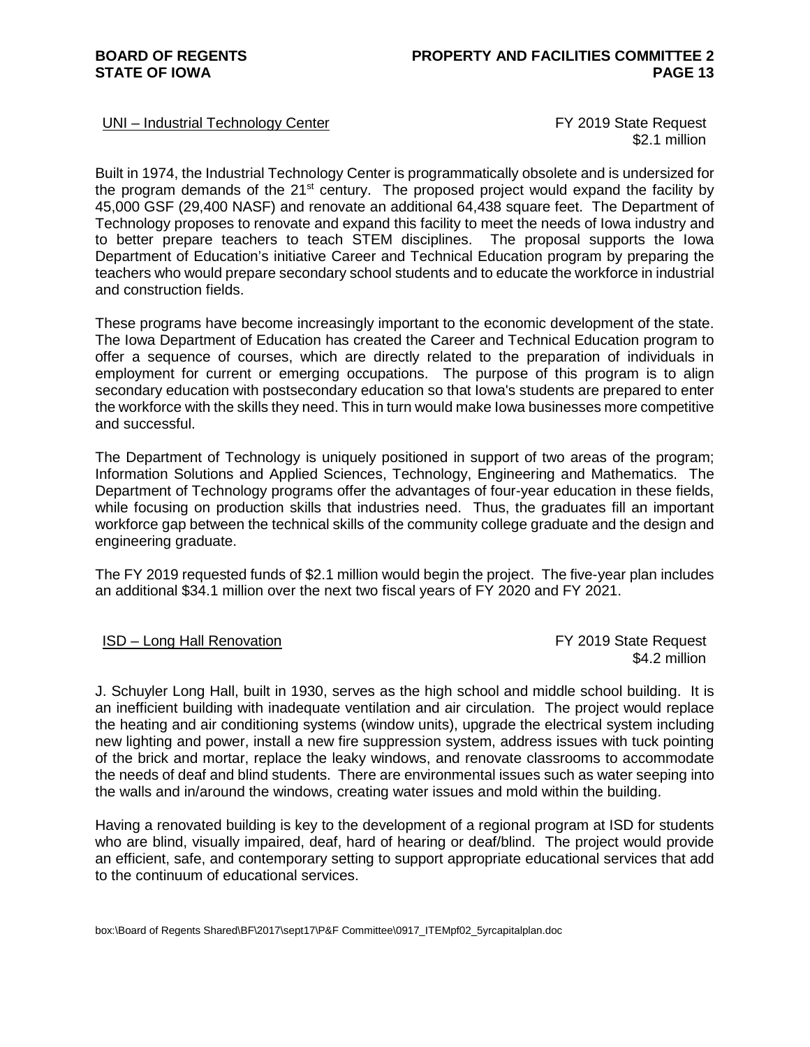UNI – Industrial Technology Center

FY 2019 State Request
$2.1 million

Built in 1974, the Industrial Technology Center is programmatically obsolete and is undersized for the program demands of the 21st century. The proposed project would expand the facility by 45,000 GSF (29,400 NASF) and renovate an additional 64,438 square feet. The Department of Technology proposes to renovate and expand this facility to meet the needs of Iowa industry and to better prepare teachers to teach STEM disciplines. The proposal supports the Iowa Department of Education's initiative Career and Technical Education program by preparing the teachers who would prepare secondary school students and to educate the workforce in industrial and construction fields.

These programs have become increasingly important to the economic development of the state. The Iowa Department of Education has created the Career and Technical Education program to offer a sequence of courses, which are directly related to the preparation of individuals in employment for current or emerging occupations. The purpose of this program is to align secondary education with postsecondary education so that Iowa's students are prepared to enter the workforce with the skills they need. This in turn would make Iowa businesses more competitive and successful.

The Department of Technology is uniquely positioned in support of two areas of the program; Information Solutions and Applied Sciences, Technology, Engineering and Mathematics. The Department of Technology programs offer the advantages of four-year education in these fields, while focusing on production skills that industries need. Thus, the graduates fill an important workforce gap between the technical skills of the community college graduate and the design and engineering graduate.

The FY 2019 requested funds of $2.1 million would begin the project. The five-year plan includes an additional $34.1 million over the next two fiscal years of FY 2020 and FY 2021.

ISD – Long Hall Renovation

FY 2019 State Request
$4.2 million

J. Schuyler Long Hall, built in 1930, serves as the high school and middle school building. It is an inefficient building with inadequate ventilation and air circulation. The project would replace the heating and air conditioning systems (window units), upgrade the electrical system including new lighting and power, install a new fire suppression system, address issues with tuck pointing of the brick and mortar, replace the leaky windows, and renovate classrooms to accommodate the needs of deaf and blind students. There are environmental issues such as water seeping into the walls and in/around the windows, creating water issues and mold within the building.

Having a renovated building is key to the development of a regional program at ISD for students who are blind, visually impaired, deaf, hard of hearing or deaf/blind. The project would provide an efficient, safe, and contemporary setting to support appropriate educational services that add to the continuum of educational services.